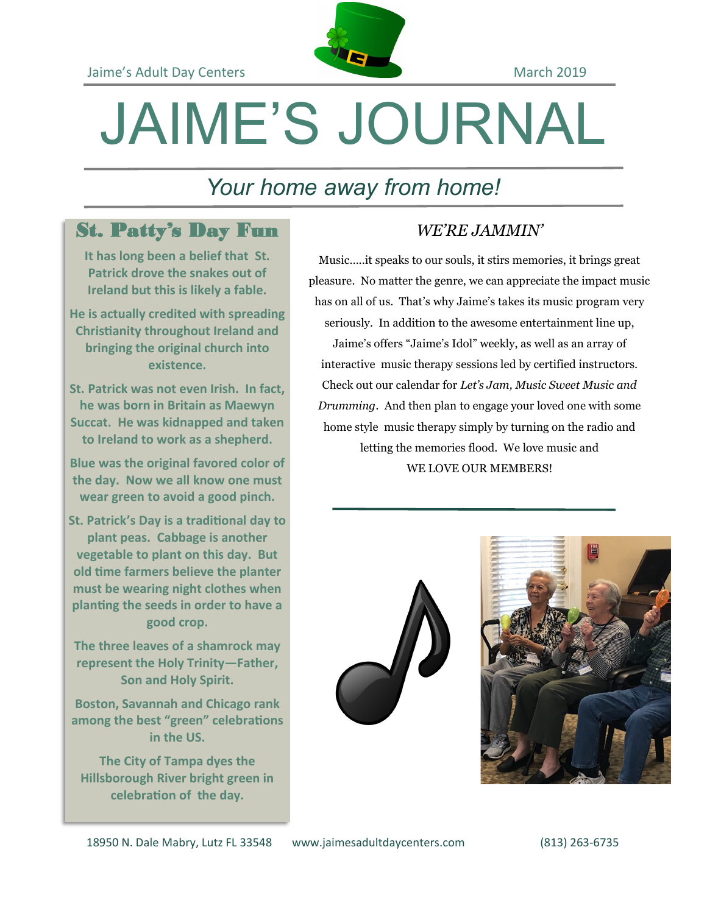Jaime's Adult Day Centers — March 2019

# JAIME'S JOURNAL

*Your home away from home!*

## St. Patty's Day Fun

**It has long been a belief that St. Patrick drove the snakes out of Ireland but this is likely a fable.**

**He is actually credited with spreading Christianity throughout Ireland and bringing the original church into existence.**

**St. Patrick was not even Irish. In fact, he was born in Britain as Maewyn Succat. He was kidnapped and taken to Ireland to work as a shepherd.**

**Blue was the original favored color of the day. Now we all know one must wear green to avoid a good pinch.**

**St. Patrick's Day is a traditional day to plant peas. Cabbage is another vegetable to plant on this day. But old time farmers believe the planter must be wearing night clothes when planting the seeds in order to have a good crop.**

**The three leaves of a shamrock may represent the Holy Trinity—Father, Son and Holy Spirit.**

**Boston, Savannah and Chicago rank among the best "green" celebrations in the US.**

**The City of Tampa dyes the Hillsborough River bright green in celebration of the day.**

## *WE'RE JAMMIN'*

Music.....it speaks to our souls, it stirs memories, it brings great pleasure. No matter the genre, we can appreciate the impact music has on all of us. That's why Jaime's takes its music program very seriously. In addition to the awesome entertainment line up, Jaime's offers "Jaime's Idol" weekly, as well as an array of interactive music therapy sessions led by certified instructors. Check out our calendar for *Let's Jam, Music Sweet Music and Drumming*. And then plan to engage your loved one with some home style music therapy simply by turning on the radio and letting the memories flood. We love music and WE LOVE OUR MEMBERS!

18950 N. Dale Mabry, Lutz FL 33548 www.jaimesadultdaycenters.com (813) 263-6735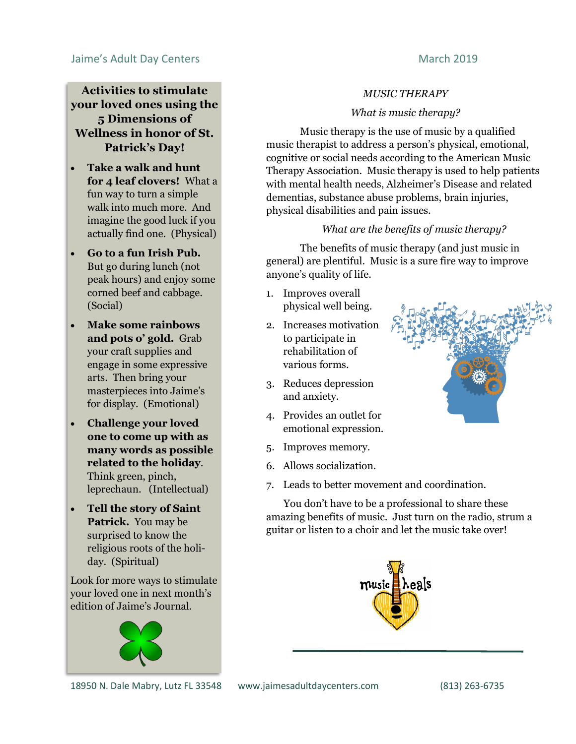## Activities to stimulate your loved ones using the 5 Dimensions of Wellness in honor of St. Patrick's Day!

- **Take a walk and hunt for 4 leaf clovers!** What a fun way to turn a simple walk into much more. And imagine the good luck if you actually find one. (Physical)
- **Go to a fun Irish Pub.** But go during lunch (not peak hours) and enjoy some corned beef and cabbage. (Social)
- **Make some rainbows and pots o' gold.** Grab your craft supplies and engage in some expressive arts. Then bring your masterpieces into Jaime's for display. (Emotional)
- **Challenge your loved one to come up with as many words as possible related to the holiday**. Think green, pinch, leprechaun. (Intellectual)
- **Tell the story of Saint Patrick.** You may be surprised to know the religious roots of the holiday. (Spiritual)

Look for more ways to stimulate your loved one in next month's edition of Jaime's Journal.

## *MUSIC THERAPY*

### *What is music therapy?*

Music therapy is the use of music by a qualified music therapist to address a person's physical, emotional, cognitive or social needs according to the American Music Therapy Association. Music therapy is used to help patients with mental health needs, Alzheimer's Disease and related dementias, substance abuse problems, brain injuries, physical disabilities and pain issues.

### *What are the benefits of music therapy?*

The benefits of music therapy (and just music in general) are plentiful. Music is a sure fire way to improve anyone's quality of life.

1. Improves overall physical well being.
2. Increases motivation to participate in rehabilitation of various forms.
3. Reduces depression and anxiety.
4. Provides an outlet for emotional expression.
5. Improves memory.
6. Allows socialization.
7. Leads to better movement and coordination.

You don't have to be a professional to share these amazing benefits of music. Just turn on the radio, strum a guitar or listen to a choir and let the music take over!

music heals

18950 N. Dale Mabry, Lutz FL 33548 www.jaimesadultdaycenters.com (813) 263-6735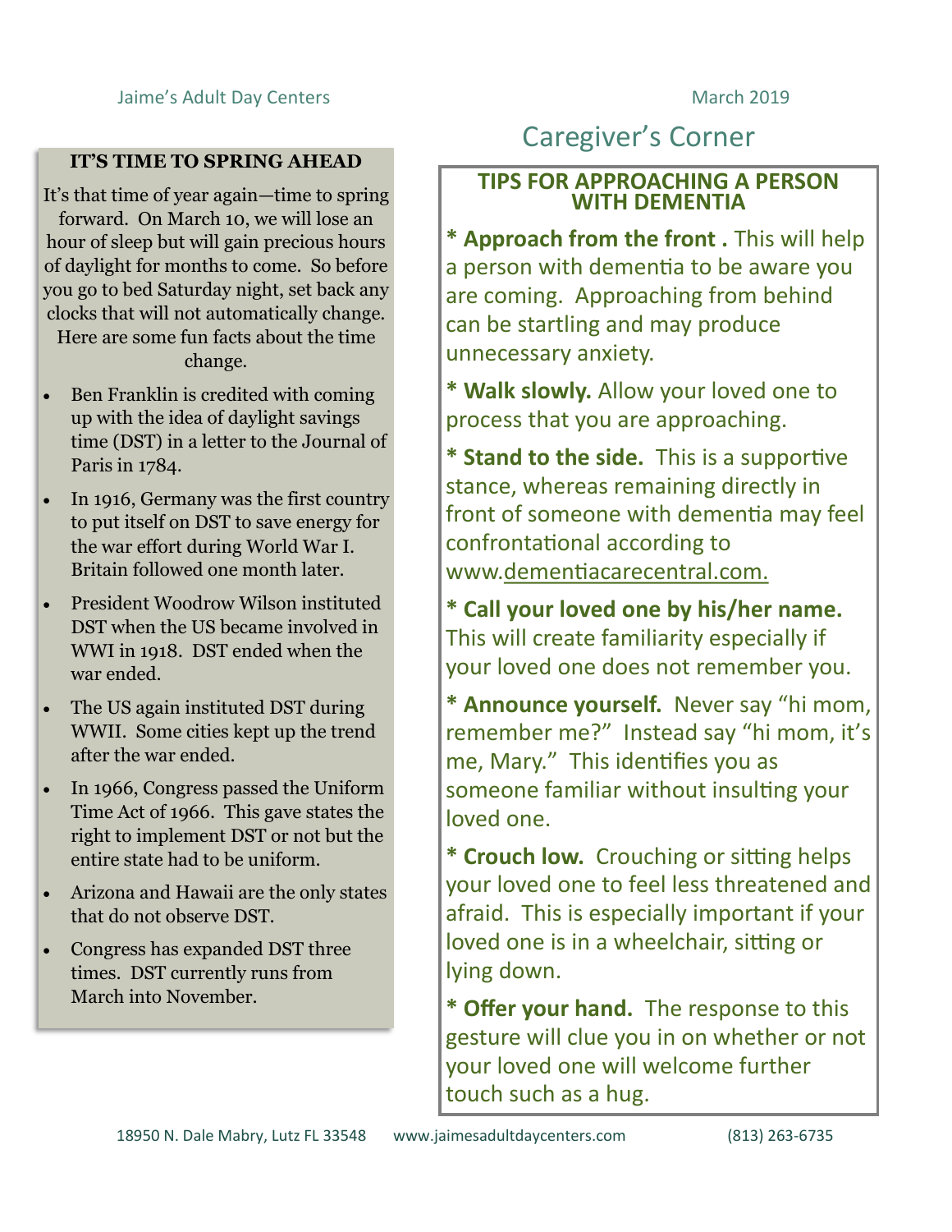## IT'S TIME TO SPRING AHEAD

It's that time of year again—time to spring forward. On March 10, we will lose an hour of sleep but will gain precious hours of daylight for months to come. So before you go to bed Saturday night, set back any clocks that will not automatically change. Here are some fun facts about the time change.

- Ben Franklin is credited with coming up with the idea of daylight savings time (DST) in a letter to the Journal of Paris in 1784.
- In 1916, Germany was the first country to put itself on DST to save energy for the war effort during World War I. Britain followed one month later.
- President Woodrow Wilson instituted DST when the US became involved in WWI in 1918. DST ended when the war ended.
- The US again instituted DST during WWII. Some cities kept up the trend after the war ended.
- In 1966, Congress passed the Uniform Time Act of 1966. This gave states the right to implement DST or not but the entire state had to be uniform.
- Arizona and Hawaii are the only states that do not observe DST.
- Congress has expanded DST three times. DST currently runs from March into November.

# Caregiver's Corner

## TIPS FOR APPROACHING A PERSON WITH DEMENTIA

* **Approach from the front .** This will help a person with dementia to be aware you are coming. Approaching from behind can be startling and may produce unnecessary anxiety.

* **Walk slowly.** Allow your loved one to process that you are approaching.

* **Stand to the side.** This is a supportive stance, whereas remaining directly in front of someone with dementia may feel confrontational according to www.dementiacarecentral.com.

* **Call your loved one by his/her name.** This will create familiarity especially if your loved one does not remember you.

* **Announce yourself.** Never say "hi mom, remember me?" Instead say "hi mom, it's me, Mary." This identifies you as someone familiar without insulting your loved one.

* **Crouch low.** Crouching or sitting helps your loved one to feel less threatened and afraid. This is especially important if your loved one is in a wheelchair, sitting or lying down.

* **Offer your hand.** The response to this gesture will clue you in on whether or not your loved one will welcome further touch such as a hug.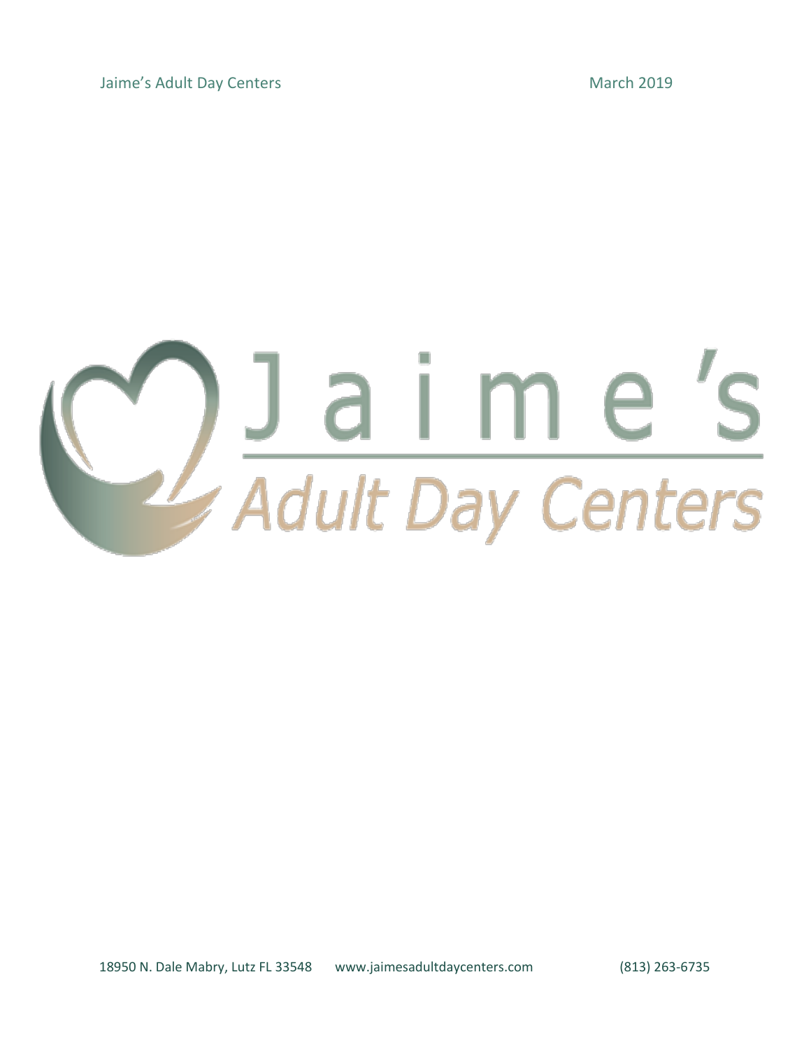# Jaime's

## Adult Day Centers

18950 N. Dale Mabry, Lutz FL 33548 www.jaimesadultdaycenters.com (813) 263-6735